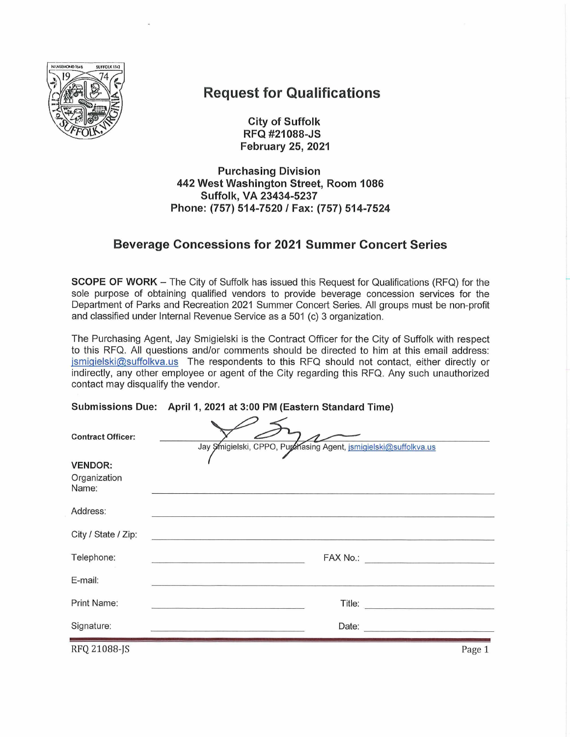# Request for Qualifications

**City of Suffolk**
**RFQ #21088-JS**
**February 25, 2021**

**Purchasing Division**
**442 West Washington Street, Room 1086**
**Suffolk, VA 23434-5237**
**Phone: (757) 514-7520 / Fax: (757) 514-7524**

## Beverage Concessions for 2021 Summer Concert Series

**SCOPE OF WORK** – The City of Suffolk has issued this Request for Qualifications (RFQ) for the sole purpose of obtaining qualified vendors to provide beverage concession services for the Department of Parks and Recreation 2021 Summer Concert Series. All groups must be non-profit and classified under Internal Revenue Service as a 501 (c) 3 organization.

The Purchasing Agent, Jay Smigielski is the Contract Officer for the City of Suffolk with respect to this RFQ. All questions and/or comments should be directed to him at this email address: jsmigielski@suffolkva.us The respondents to this RFQ should not contact, either directly or indirectly, any other employee or agent of the City regarding this RFQ. Any such unauthorized contact may disqualify the vendor.

**Submissions Due: April 1, 2021 at 3:00 PM (Eastern Standard Time)**

**Contract Officer:** ______________________________
Jay Smigielski, CPPO, Purchasing Agent, jsmigielski@suffolkva.us

**VENDOR:**

Organization Name: ______________________________

Address: ______________________________

City / State / Zip: ______________________________

Telephone: ______________________________ FAX No.: ______________________________

E-mail: ______________________________

Print Name: ______________________________ Title: ______________________________

Signature: ______________________________ Date: ______________________________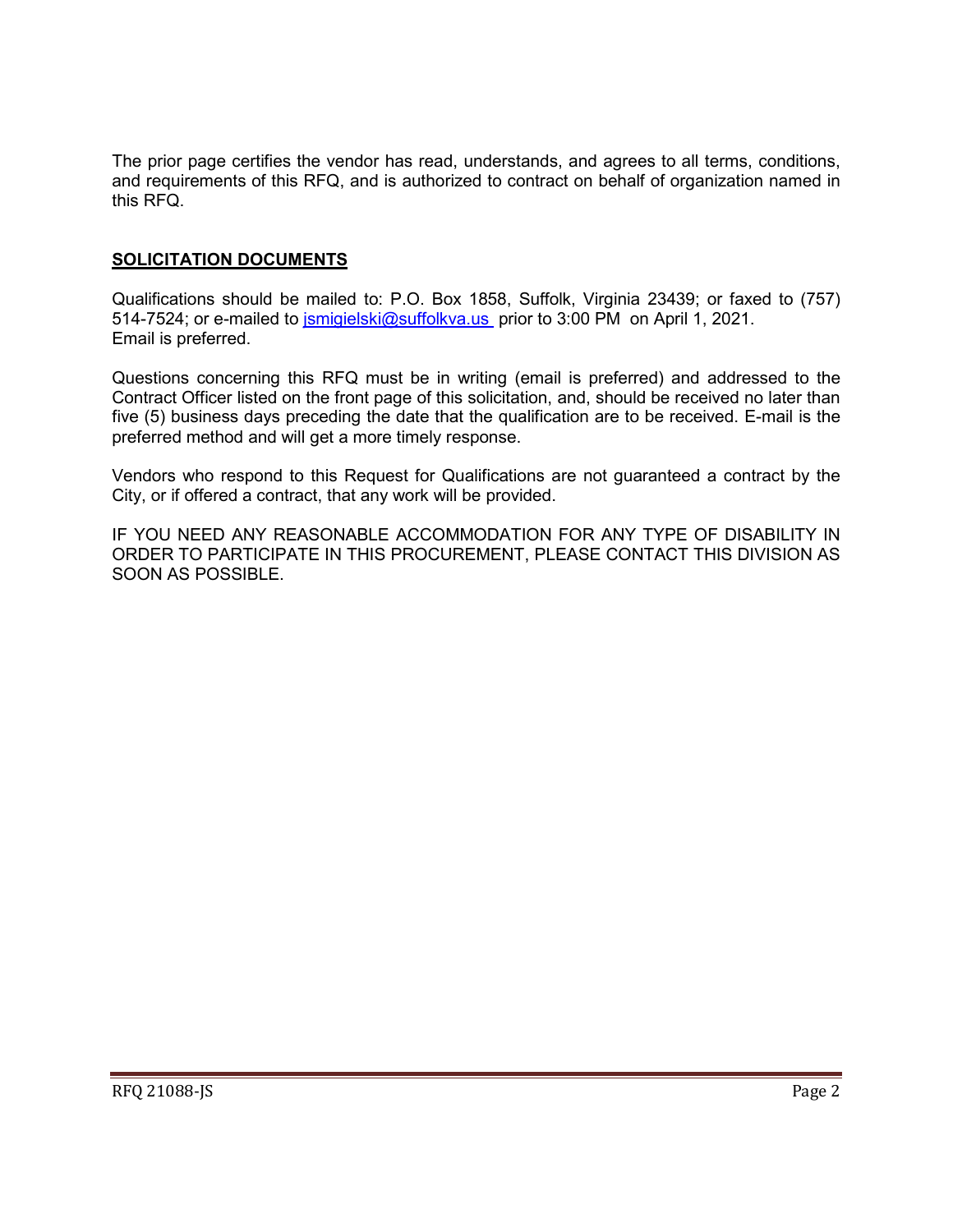The prior page certifies the vendor has read, understands, and agrees to all terms, conditions, and requirements of this RFQ, and is authorized to contract on behalf of organization named in this RFQ.

## **SOLICITATION DOCUMENTS**

Qualifications should be mailed to: P.O. Box 1858, Suffolk, Virginia 23439; or faxed to (757) 514-7524; or e-mailed to jsmigielski@suffolkva.us prior to 3:00 PM on April 1, 2021. Email is preferred.

Questions concerning this RFQ must be in writing (email is preferred) and addressed to the Contract Officer listed on the front page of this solicitation, and, should be received no later than five (5) business days preceding the date that the qualification are to be received. E-mail is the preferred method and will get a more timely response.

Vendors who respond to this Request for Qualifications are not guaranteed a contract by the City, or if offered a contract, that any work will be provided.

IF YOU NEED ANY REASONABLE ACCOMMODATION FOR ANY TYPE OF DISABILITY IN ORDER TO PARTICIPATE IN THIS PROCUREMENT, PLEASE CONTACT THIS DIVISION AS SOON AS POSSIBLE.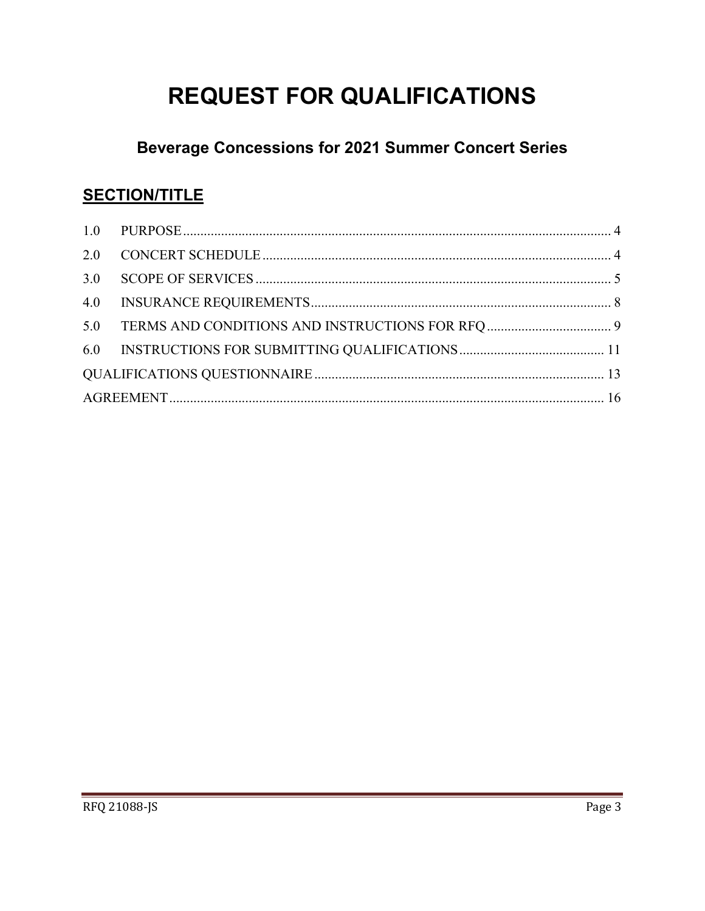# REQUEST FOR QUALIFICATIONS

## Beverage Concessions for 2021 Summer Concert Series

### SECTION/TITLE

| | | |
|---|---|---|
| 1.0 | PURPOSE | 4 |
| 2.0 | CONCERT SCHEDULE | 4 |
| 3.0 | SCOPE OF SERVICES | 5 |
| 4.0 | INSURANCE REQUIREMENTS | 8 |
| 5.0 | TERMS AND CONDITIONS AND INSTRUCTIONS FOR RFQ | 9 |
| 6.0 | INSTRUCTIONS FOR SUBMITTING QUALIFICATIONS | 11 |
| QUALIFICATIONS QUESTIONNAIRE | | 13 |
| AGREEMENT | | 16 |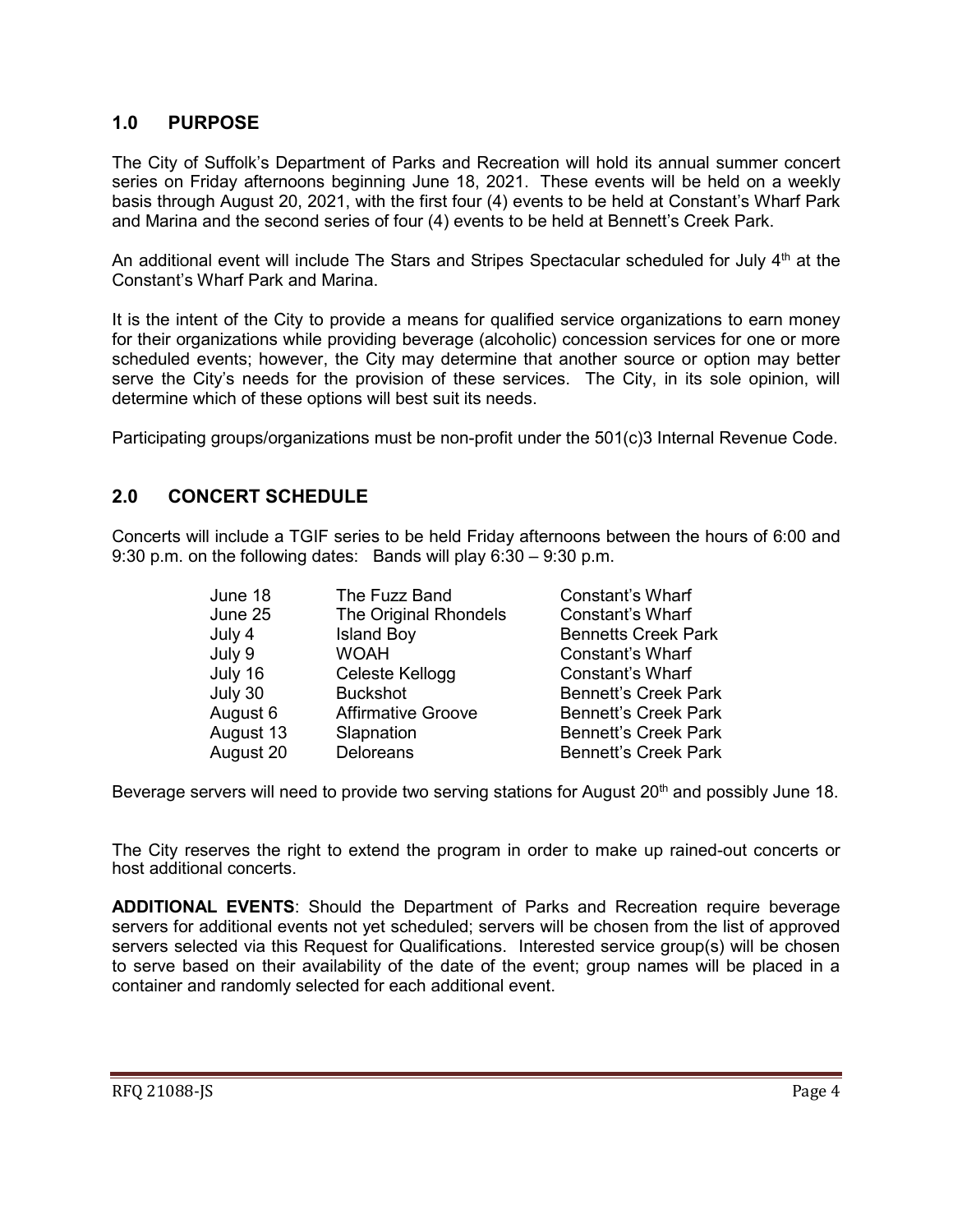## 1.0 PURPOSE

The City of Suffolk's Department of Parks and Recreation will hold its annual summer concert series on Friday afternoons beginning June 18, 2021. These events will be held on a weekly basis through August 20, 2021, with the first four (4) events to be held at Constant's Wharf Park and Marina and the second series of four (4) events to be held at Bennett's Creek Park.

An additional event will include The Stars and Stripes Spectacular scheduled for July 4th at the Constant's Wharf Park and Marina.

It is the intent of the City to provide a means for qualified service organizations to earn money for their organizations while providing beverage (alcoholic) concession services for one or more scheduled events; however, the City may determine that another source or option may better serve the City's needs for the provision of these services. The City, in its sole opinion, will determine which of these options will best suit its needs.

Participating groups/organizations must be non-profit under the 501(c)3 Internal Revenue Code.

## 2.0 CONCERT SCHEDULE

Concerts will include a TGIF series to be held Friday afternoons between the hours of 6:00 and 9:30 p.m. on the following dates: Bands will play 6:30 – 9:30 p.m.

| | | |
|---|---|---|
| June 18 | The Fuzz Band | Constant's Wharf |
| June 25 | The Original Rhondels | Constant's Wharf |
| July 4 | Island Boy | Bennetts Creek Park |
| July 9 | WOAH | Constant's Wharf |
| July 16 | Celeste Kellogg | Constant's Wharf |
| July 30 | Buckshot | Bennett's Creek Park |
| August 6 | Affirmative Groove | Bennett's Creek Park |
| August 13 | Slapnation | Bennett's Creek Park |
| August 20 | Deloreans | Bennett's Creek Park |

Beverage servers will need to provide two serving stations for August 20th and possibly June 18.

The City reserves the right to extend the program in order to make up rained-out concerts or host additional concerts.

**ADDITIONAL EVENTS**: Should the Department of Parks and Recreation require beverage servers for additional events not yet scheduled; servers will be chosen from the list of approved servers selected via this Request for Qualifications. Interested service group(s) will be chosen to serve based on their availability of the date of the event; group names will be placed in a container and randomly selected for each additional event.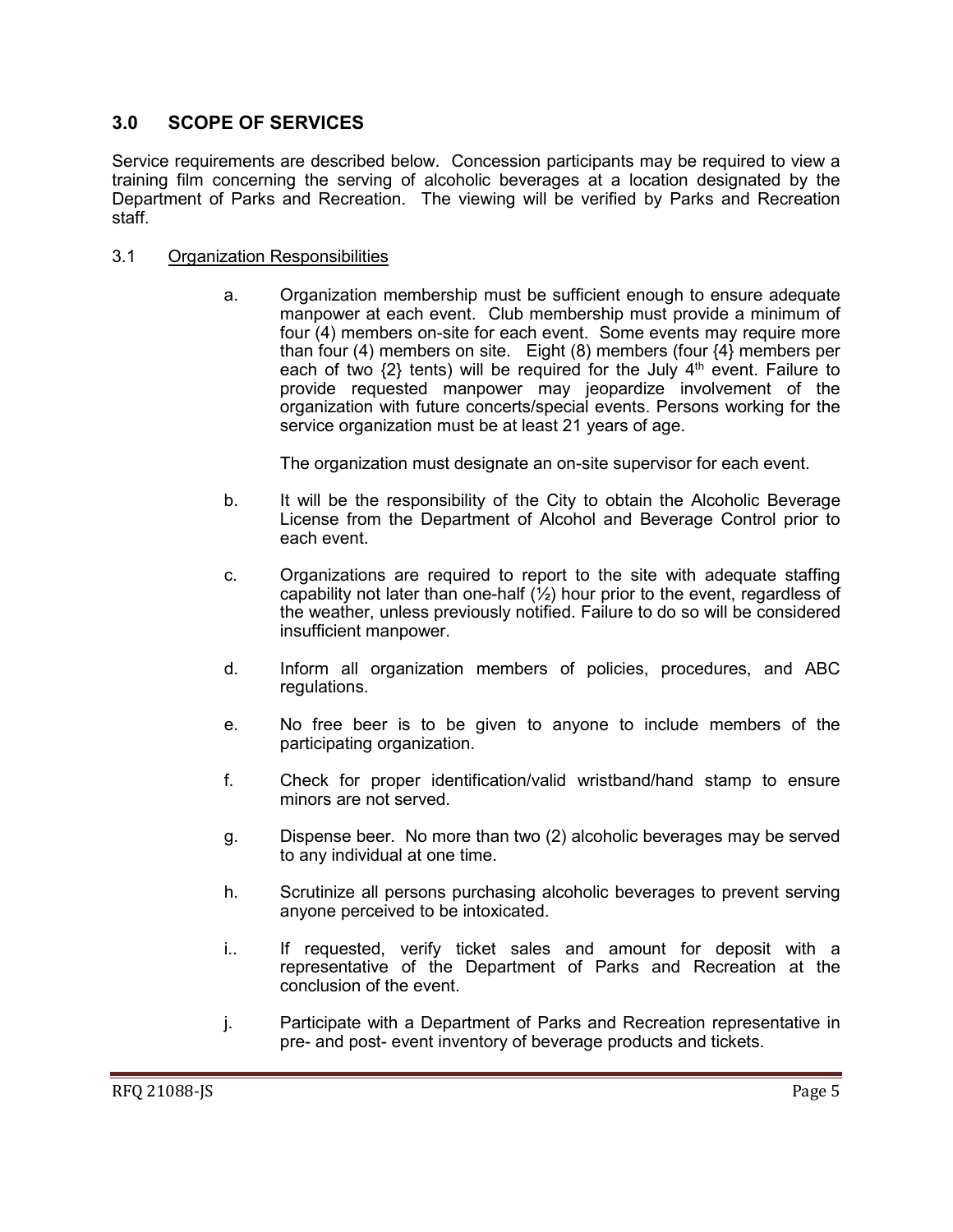## 3.0 SCOPE OF SERVICES

Service requirements are described below. Concession participants may be required to view a training film concerning the serving of alcoholic beverages at a location designated by the Department of Parks and Recreation. The viewing will be verified by Parks and Recreation staff.

### 3.1 Organization Responsibilities

a. Organization membership must be sufficient enough to ensure adequate manpower at each event. Club membership must provide a minimum of four (4) members on-site for each event. Some events may require more than four (4) members on site. Eight (8) members (four {4} members per each of two {2} tents) will be required for the July 4th event. Failure to provide requested manpower may jeopardize involvement of the organization with future concerts/special events. Persons working for the service organization must be at least 21 years of age.

   The organization must designate an on-site supervisor for each event.

b. It will be the responsibility of the City to obtain the Alcoholic Beverage License from the Department of Alcohol and Beverage Control prior to each event.

c. Organizations are required to report to the site with adequate staffing capability not later than one-half (½) hour prior to the event, regardless of the weather, unless previously notified. Failure to do so will be considered insufficient manpower.

d. Inform all organization members of policies, procedures, and ABC regulations.

e. No free beer is to be given to anyone to include members of the participating organization.

f. Check for proper identification/valid wristband/hand stamp to ensure minors are not served.

g. Dispense beer. No more than two (2) alcoholic beverages may be served to any individual at one time.

h. Scrutinize all persons purchasing alcoholic beverages to prevent serving anyone perceived to be intoxicated.

i.. If requested, verify ticket sales and amount for deposit with a representative of the Department of Parks and Recreation at the conclusion of the event.

j. Participate with a Department of Parks and Recreation representative in pre- and post- event inventory of beverage products and tickets.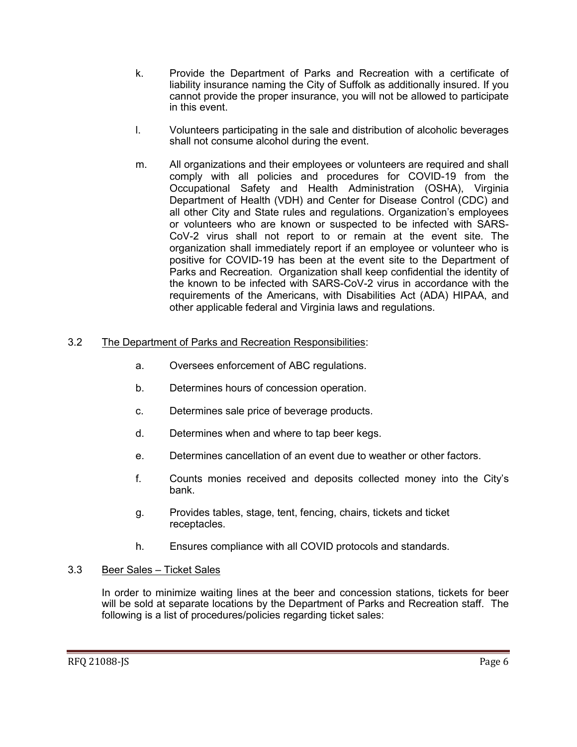k. Provide the Department of Parks and Recreation with a certificate of liability insurance naming the City of Suffolk as additionally insured. If you cannot provide the proper insurance, you will not be allowed to participate in this event.

l. Volunteers participating in the sale and distribution of alcoholic beverages shall not consume alcohol during the event.

m. All organizations and their employees or volunteers are required and shall comply with all policies and procedures for COVID-19 from the Occupational Safety and Health Administration (OSHA), Virginia Department of Health (VDH) and Center for Disease Control (CDC) and all other City and State rules and regulations. Organization's employees or volunteers who are known or suspected to be infected with SARS-CoV-2 virus shall not report to or remain at the event site. The organization shall immediately report if an employee or volunteer who is positive for COVID-19 has been at the event site to the Department of Parks and Recreation. Organization shall keep confidential the identity of the known to be infected with SARS-CoV-2 virus in accordance with the requirements of the Americans, with Disabilities Act (ADA) HIPAA, and other applicable federal and Virginia laws and regulations.

3.2 The Department of Parks and Recreation Responsibilities:

a. Oversees enforcement of ABC regulations.

b. Determines hours of concession operation.

c. Determines sale price of beverage products.

d. Determines when and where to tap beer kegs.

e. Determines cancellation of an event due to weather or other factors.

f. Counts monies received and deposits collected money into the City's bank.

g. Provides tables, stage, tent, fencing, chairs, tickets and ticket receptacles.

h. Ensures compliance with all COVID protocols and standards.

3.3 Beer Sales – Ticket Sales

In order to minimize waiting lines at the beer and concession stations, tickets for beer will be sold at separate locations by the Department of Parks and Recreation staff. The following is a list of procedures/policies regarding ticket sales: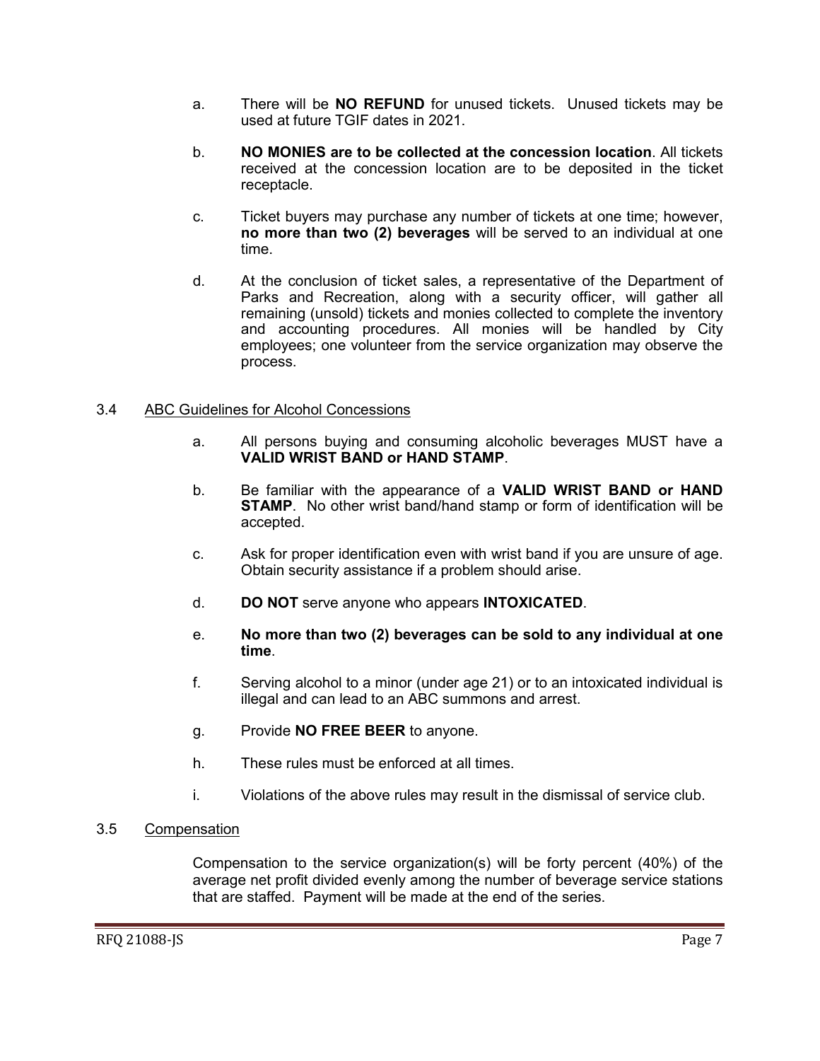a. There will be **NO REFUND** for unused tickets. Unused tickets may be used at future TGIF dates in 2021.

b. **NO MONIES are to be collected at the concession location**. All tickets received at the concession location are to be deposited in the ticket receptacle.

c. Ticket buyers may purchase any number of tickets at one time; however, **no more than two (2) beverages** will be served to an individual at one time.

d. At the conclusion of ticket sales, a representative of the Department of Parks and Recreation, along with a security officer, will gather all remaining (unsold) tickets and monies collected to complete the inventory and accounting procedures. All monies will be handled by City employees; one volunteer from the service organization may observe the process.

### 3.4 ABC Guidelines for Alcohol Concessions

a. All persons buying and consuming alcoholic beverages MUST have a **VALID WRIST BAND or HAND STAMP**.

b. Be familiar with the appearance of a **VALID WRIST BAND or HAND STAMP**. No other wrist band/hand stamp or form of identification will be accepted.

c. Ask for proper identification even with wrist band if you are unsure of age. Obtain security assistance if a problem should arise.

d. **DO NOT** serve anyone who appears **INTOXICATED**.

e. **No more than two (2) beverages can be sold to any individual at one time**.

f. Serving alcohol to a minor (under age 21) or to an intoxicated individual is illegal and can lead to an ABC summons and arrest.

g. Provide **NO FREE BEER** to anyone.

h. These rules must be enforced at all times.

i. Violations of the above rules may result in the dismissal of service club.

### 3.5 Compensation

Compensation to the service organization(s) will be forty percent (40%) of the average net profit divided evenly among the number of beverage service stations that are staffed. Payment will be made at the end of the series.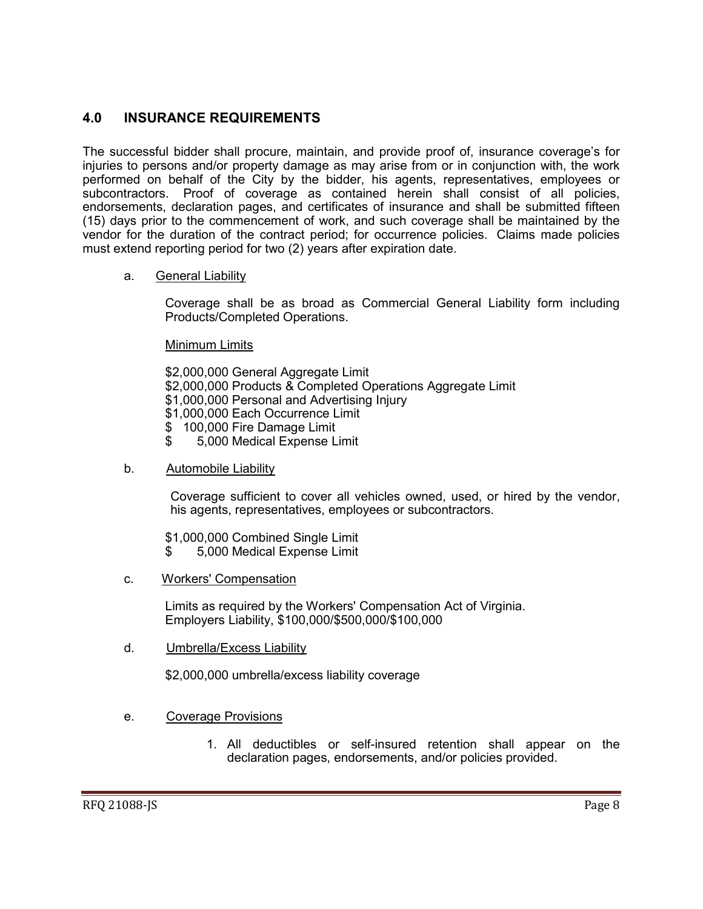## 4.0 INSURANCE REQUIREMENTS

The successful bidder shall procure, maintain, and provide proof of, insurance coverage's for injuries to persons and/or property damage as may arise from or in conjunction with, the work performed on behalf of the City by the bidder, his agents, representatives, employees or subcontractors. Proof of coverage as contained herein shall consist of all policies, endorsements, declaration pages, and certificates of insurance and shall be submitted fifteen (15) days prior to the commencement of work, and such coverage shall be maintained by the vendor for the duration of the contract period; for occurrence policies. Claims made policies must extend reporting period for two (2) years after expiration date.

a. General Liability

Coverage shall be as broad as Commercial General Liability form including Products/Completed Operations.

Minimum Limits

$2,000,000 General Aggregate Limit
$2,000,000 Products & Completed Operations Aggregate Limit
$1,000,000 Personal and Advertising Injury
$1,000,000 Each Occurrence Limit
$ 100,000 Fire Damage Limit
$ 5,000 Medical Expense Limit

b. Automobile Liability

Coverage sufficient to cover all vehicles owned, used, or hired by the vendor, his agents, representatives, employees or subcontractors.

$1,000,000 Combined Single Limit
$ 5,000 Medical Expense Limit

c. Workers' Compensation

Limits as required by the Workers' Compensation Act of Virginia.
Employers Liability, $100,000/$500,000/$100,000

d. Umbrella/Excess Liability

$2,000,000 umbrella/excess liability coverage

e. Coverage Provisions

1. All deductibles or self-insured retention shall appear on the declaration pages, endorsements, and/or policies provided.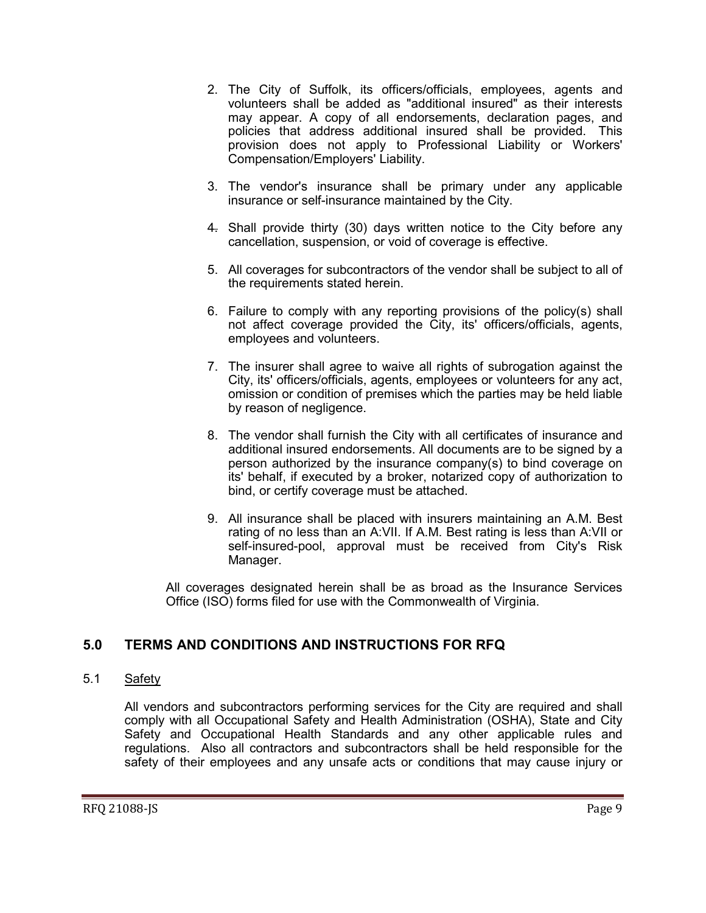2. The City of Suffolk, its officers/officials, employees, agents and volunteers shall be added as "additional insured" as their interests may appear. A copy of all endorsements, declaration pages, and policies that address additional insured shall be provided. This provision does not apply to Professional Liability or Workers' Compensation/Employers' Liability.

3. The vendor's insurance shall be primary under any applicable insurance or self-insurance maintained by the City.

4. Shall provide thirty (30) days written notice to the City before any cancellation, suspension, or void of coverage is effective.

5. All coverages for subcontractors of the vendor shall be subject to all of the requirements stated herein.

6. Failure to comply with any reporting provisions of the policy(s) shall not affect coverage provided the City, its' officers/officials, agents, employees and volunteers.

7. The insurer shall agree to waive all rights of subrogation against the City, its' officers/officials, agents, employees or volunteers for any act, omission or condition of premises which the parties may be held liable by reason of negligence.

8. The vendor shall furnish the City with all certificates of insurance and additional insured endorsements. All documents are to be signed by a person authorized by the insurance company(s) to bind coverage on its' behalf, if executed by a broker, notarized copy of authorization to bind, or certify coverage must be attached.

9. All insurance shall be placed with insurers maintaining an A.M. Best rating of no less than an A:VII. If A.M. Best rating is less than A:VII or self-insured-pool, approval must be received from City's Risk Manager.

All coverages designated herein shall be as broad as the Insurance Services Office (ISO) forms filed for use with the Commonwealth of Virginia.

## 5.0 TERMS AND CONDITIONS AND INSTRUCTIONS FOR RFQ

### 5.1 Safety

All vendors and subcontractors performing services for the City are required and shall comply with all Occupational Safety and Health Administration (OSHA), State and City Safety and Occupational Health Standards and any other applicable rules and regulations. Also all contractors and subcontractors shall be held responsible for the safety of their employees and any unsafe acts or conditions that may cause injury or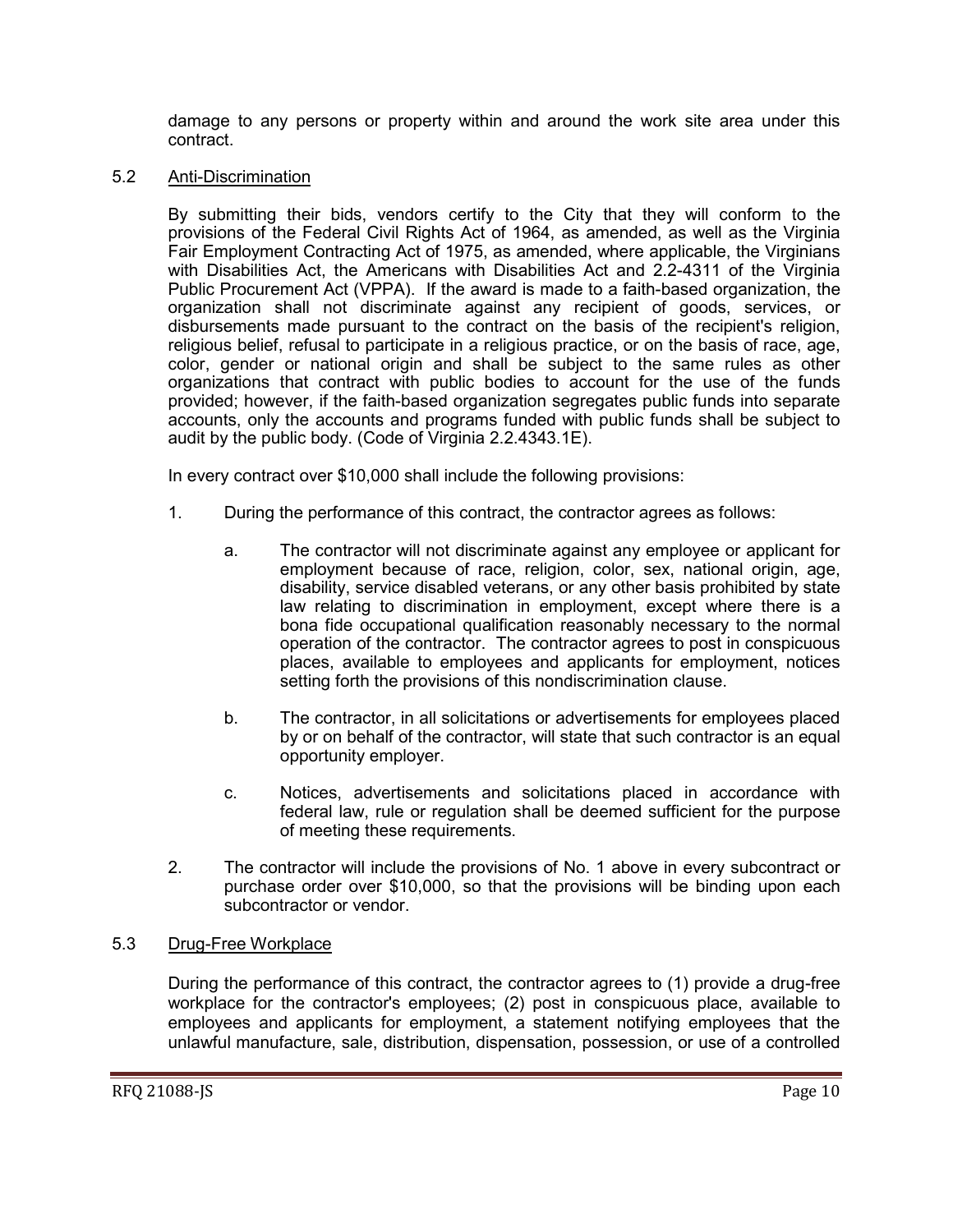damage to any persons or property within and around the work site area under this contract.

## 5.2 Anti-Discrimination

By submitting their bids, vendors certify to the City that they will conform to the provisions of the Federal Civil Rights Act of 1964, as amended, as well as the Virginia Fair Employment Contracting Act of 1975, as amended, where applicable, the Virginians with Disabilities Act, the Americans with Disabilities Act and 2.2-4311 of the Virginia Public Procurement Act (VPPA). If the award is made to a faith-based organization, the organization shall not discriminate against any recipient of goods, services, or disbursements made pursuant to the contract on the basis of the recipient's religion, religious belief, refusal to participate in a religious practice, or on the basis of race, age, color, gender or national origin and shall be subject to the same rules as other organizations that contract with public bodies to account for the use of the funds provided; however, if the faith-based organization segregates public funds into separate accounts, only the accounts and programs funded with public funds shall be subject to audit by the public body. (Code of Virginia 2.2.4343.1E).

In every contract over $10,000 shall include the following provisions:

1. During the performance of this contract, the contractor agrees as follows:

   a. The contractor will not discriminate against any employee or applicant for employment because of race, religion, color, sex, national origin, age, disability, service disabled veterans, or any other basis prohibited by state law relating to discrimination in employment, except where there is a bona fide occupational qualification reasonably necessary to the normal operation of the contractor. The contractor agrees to post in conspicuous places, available to employees and applicants for employment, notices setting forth the provisions of this nondiscrimination clause.

   b. The contractor, in all solicitations or advertisements for employees placed by or on behalf of the contractor, will state that such contractor is an equal opportunity employer.

   c. Notices, advertisements and solicitations placed in accordance with federal law, rule or regulation shall be deemed sufficient for the purpose of meeting these requirements.

2. The contractor will include the provisions of No. 1 above in every subcontract or purchase order over $10,000, so that the provisions will be binding upon each subcontractor or vendor.

## 5.3 Drug-Free Workplace

During the performance of this contract, the contractor agrees to (1) provide a drug-free workplace for the contractor's employees; (2) post in conspicuous place, available to employees and applicants for employment, a statement notifying employees that the unlawful manufacture, sale, distribution, dispensation, possession, or use of a controlled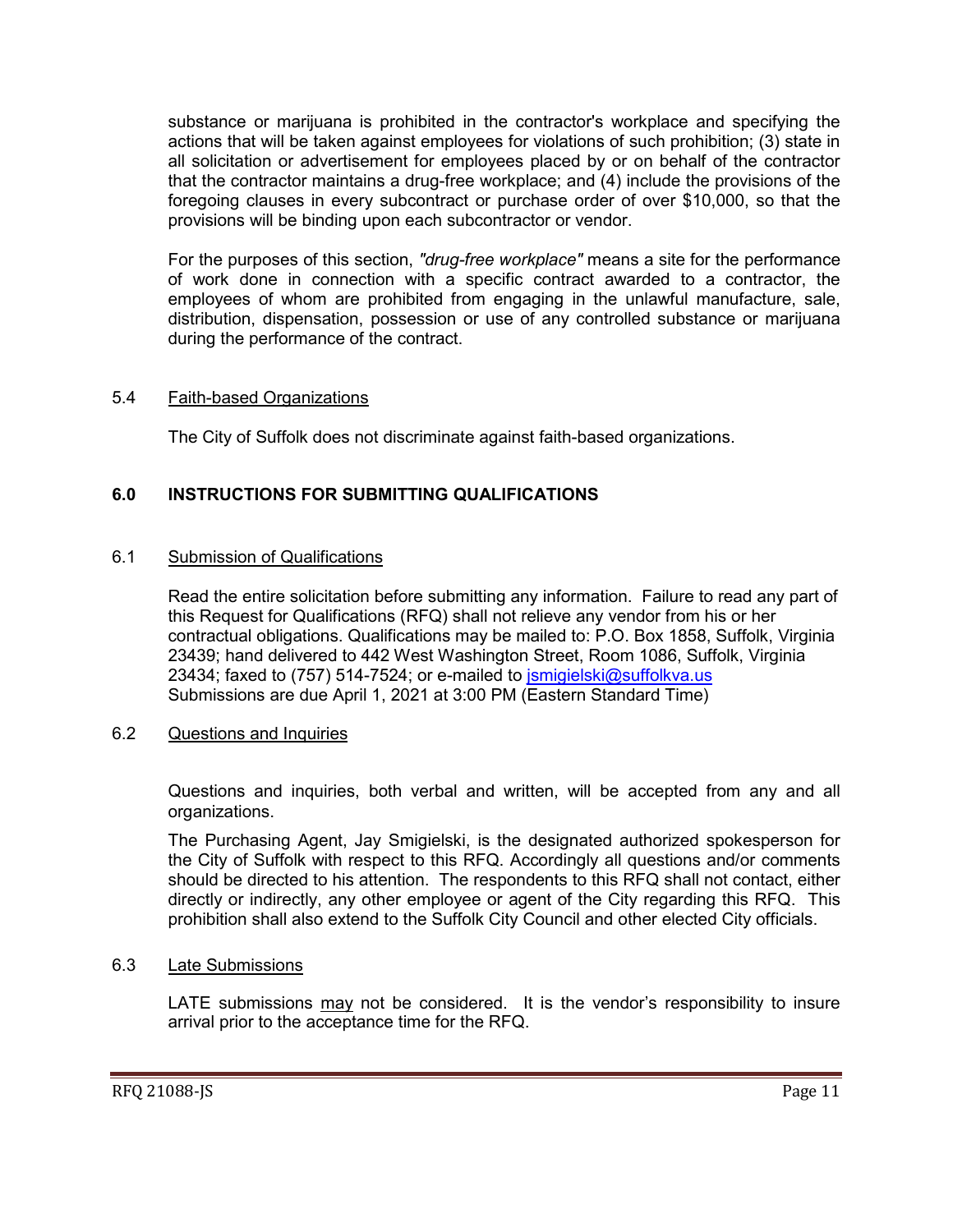substance or marijuana is prohibited in the contractor's workplace and specifying the actions that will be taken against employees for violations of such prohibition; (3) state in all solicitation or advertisement for employees placed by or on behalf of the contractor that the contractor maintains a drug-free workplace; and (4) include the provisions of the foregoing clauses in every subcontract or purchase order of over $10,000, so that the provisions will be binding upon each subcontractor or vendor.

For the purposes of this section, *"drug-free workplace"* means a site for the performance of work done in connection with a specific contract awarded to a contractor, the employees of whom are prohibited from engaging in the unlawful manufacture, sale, distribution, dispensation, possession or use of any controlled substance or marijuana during the performance of the contract.

5.4 Faith-based Organizations

The City of Suffolk does not discriminate against faith-based organizations.

## 6.0 INSTRUCTIONS FOR SUBMITTING QUALIFICATIONS

6.1 Submission of Qualifications

Read the entire solicitation before submitting any information. Failure to read any part of this Request for Qualifications (RFQ) shall not relieve any vendor from his or her contractual obligations. Qualifications may be mailed to: P.O. Box 1858, Suffolk, Virginia 23439; hand delivered to 442 West Washington Street, Room 1086, Suffolk, Virginia 23434; faxed to (757) 514-7524; or e-mailed to jsmigielski@suffolkva.us
Submissions are due April 1, 2021 at 3:00 PM (Eastern Standard Time)

6.2 Questions and Inquiries

Questions and inquiries, both verbal and written, will be accepted from any and all organizations.

The Purchasing Agent, Jay Smigielski, is the designated authorized spokesperson for the City of Suffolk with respect to this RFQ. Accordingly all questions and/or comments should be directed to his attention. The respondents to this RFQ shall not contact, either directly or indirectly, any other employee or agent of the City regarding this RFQ. This prohibition shall also extend to the Suffolk City Council and other elected City officials.

6.3 Late Submissions

LATE submissions may not be considered. It is the vendor's responsibility to insure arrival prior to the acceptance time for the RFQ.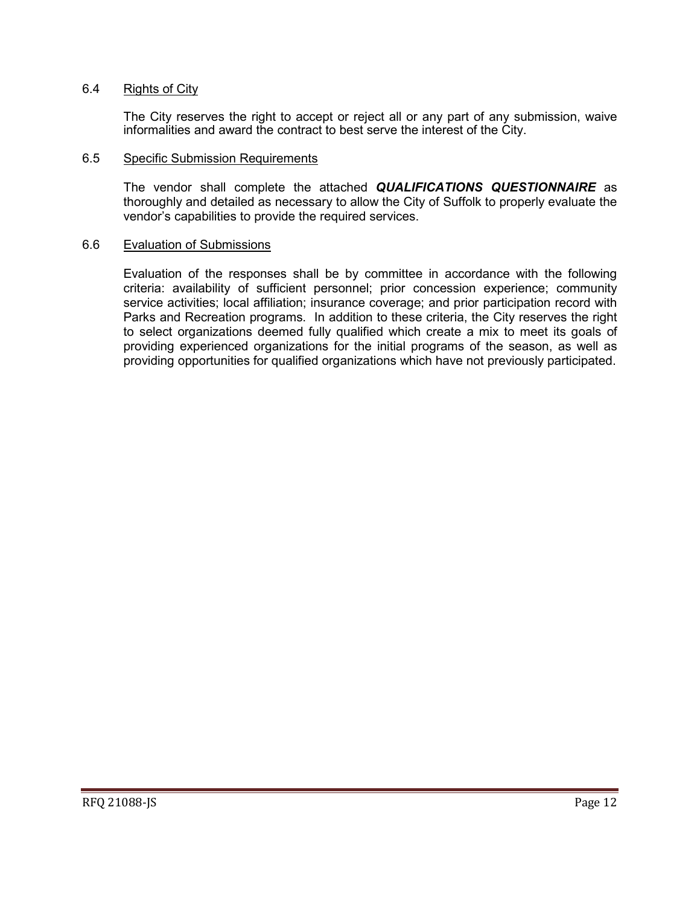6.4 <u>Rights of City</u>

The City reserves the right to accept or reject all or any part of any submission, waive informalities and award the contract to best serve the interest of the City.

6.5 <u>Specific Submission Requirements</u>

The vendor shall complete the attached ***QUALIFICATIONS QUESTIONNAIRE*** as thoroughly and detailed as necessary to allow the City of Suffolk to properly evaluate the vendor's capabilities to provide the required services.

6.6 <u>Evaluation of Submissions</u>

Evaluation of the responses shall be by committee in accordance with the following criteria: availability of sufficient personnel; prior concession experience; community service activities; local affiliation; insurance coverage; and prior participation record with Parks and Recreation programs. In addition to these criteria, the City reserves the right to select organizations deemed fully qualified which create a mix to meet its goals of providing experienced organizations for the initial programs of the season, as well as providing opportunities for qualified organizations which have not previously participated.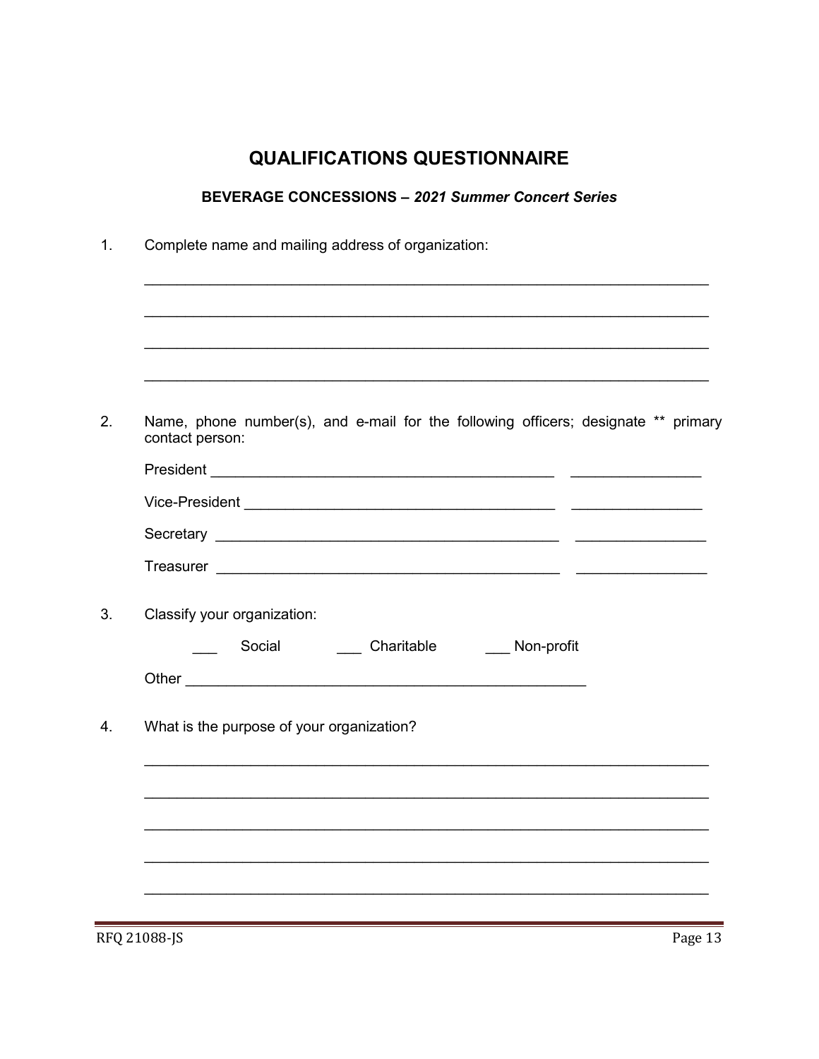# QUALIFICATIONS QUESTIONNAIRE

## BEVERAGE CONCESSIONS – *2021 Summer Concert Series*

1. Complete name and mailing address of organization:

   ______________________________________________________________________

   ______________________________________________________________________

   ______________________________________________________________________

   ______________________________________________________________________

2. Name, phone number(s), and e-mail for the following officers; designate ** primary contact person:

   President ________________________________________ _______________

   Vice-President ____________________________________ _______________

   Secretary ________________________________________ _______________

   Treasurer ________________________________________ _______________

3. Classify your organization:

   ___ Social ___ Charitable ___ Non-profit

   Other ______________________________________________

4. What is the purpose of your organization?

   ______________________________________________________________________

   ______________________________________________________________________

   ______________________________________________________________________

   ______________________________________________________________________

   ______________________________________________________________________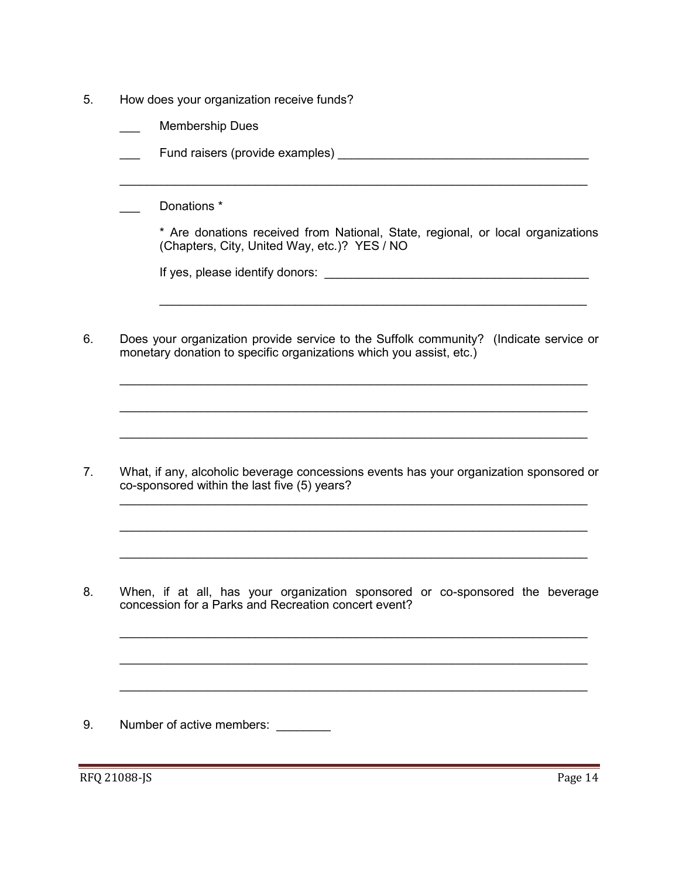5. How does your organization receive funds?

    ___ Membership Dues

    ___ Fund raisers (provide examples) ______________________________________

    _____________________________________________________________________

    ___ Donations *

    * Are donations received from National, State, regional, or local organizations (Chapters, City, United Way, etc.)? YES / NO

    If yes, please identify donors: ________________________________________

    _________________________________________________________________

6. Does your organization provide service to the Suffolk community? (Indicate service or monetary donation to specific organizations which you assist, etc.)

    _____________________________________________________________________

    _____________________________________________________________________

    _____________________________________________________________________

7. What, if any, alcoholic beverage concessions events has your organization sponsored or co-sponsored within the last five (5) years?

    _____________________________________________________________________

    _____________________________________________________________________

    _____________________________________________________________________

8. When, if at all, has your organization sponsored or co-sponsored the beverage concession for a Parks and Recreation concert event?

    _____________________________________________________________________

    _____________________________________________________________________

    _____________________________________________________________________

9. Number of active members: ________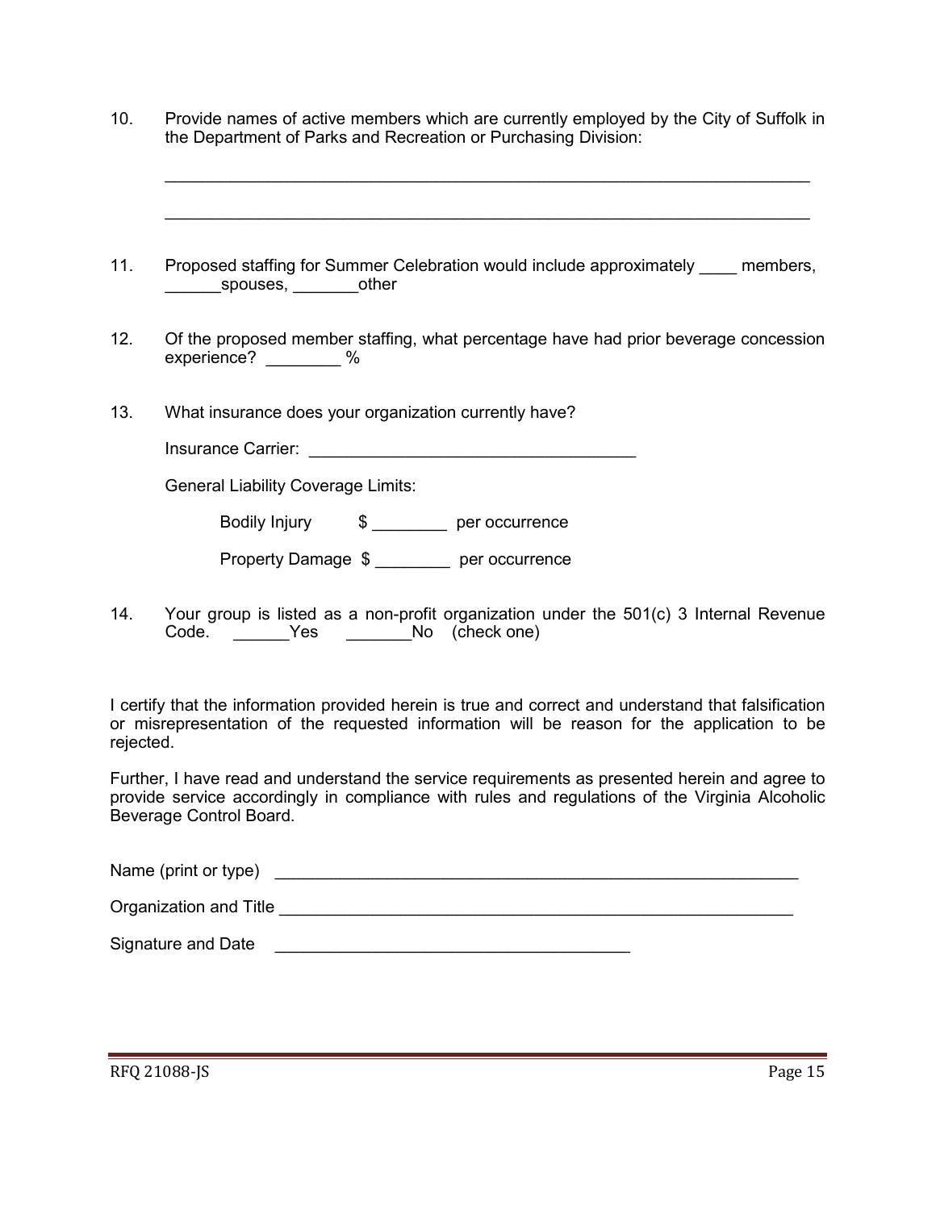10. Provide names of active members which are currently employed by the City of Suffolk in the Department of Parks and Recreation or Purchasing Division:

    ______________________________________________________________________

    ______________________________________________________________________

11. Proposed staffing for Summer Celebration would include approximately ____ members, ______spouses, _______other

12. Of the proposed member staffing, what percentage have had prior beverage concession experience? ________ %

13. What insurance does your organization currently have?

    Insurance Carrier: ___________________________________

    General Liability Coverage Limits:

    Bodily Injury $ ________ per occurrence

    Property Damage $ ________ per occurrence

14. Your group is listed as a non-profit organization under the 501(c) 3 Internal Revenue Code. ______Yes _______No (check one)

I certify that the information provided herein is true and correct and understand that falsification or misrepresentation of the requested information will be reason for the application to be rejected.

Further, I have read and understand the service requirements as presented herein and agree to provide service accordingly in compliance with rules and regulations of the Virginia Alcoholic Beverage Control Board.

Name (print or type) ___________________________________________________________

Organization and Title _________________________________________________________

Signature and Date ______________________________________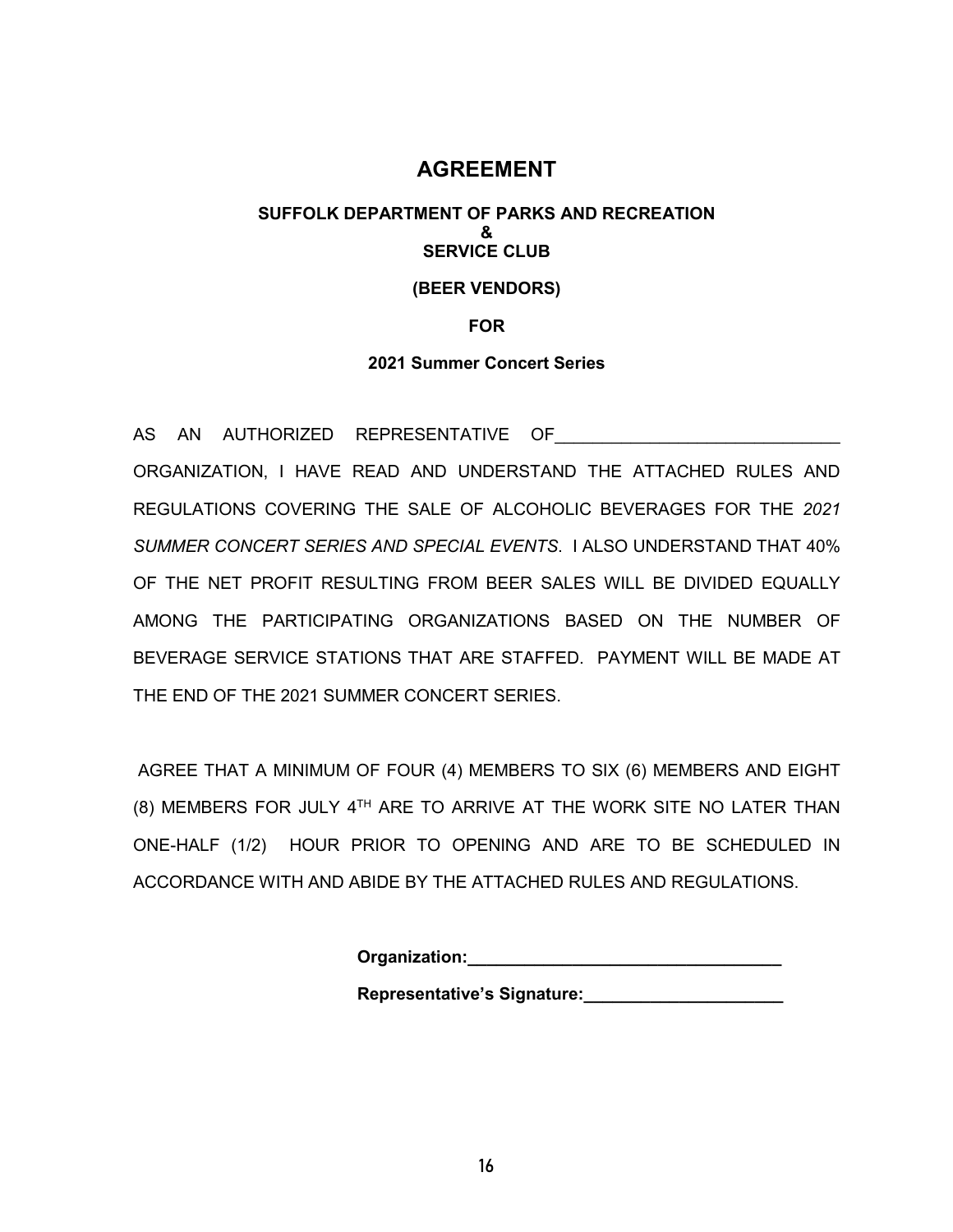# AGREEMENT

**SUFFOLK DEPARTMENT OF PARKS AND RECREATION**
**&**
**SERVICE CLUB**

**(BEER VENDORS)**

**FOR**

**2021 Summer Concert Series**

AS AN AUTHORIZED REPRESENTATIVE OF______________________________ ORGANIZATION, I HAVE READ AND UNDERSTAND THE ATTACHED RULES AND REGULATIONS COVERING THE SALE OF ALCOHOLIC BEVERAGES FOR THE *2021 SUMMER CONCERT SERIES AND SPECIAL EVENTS*. I ALSO UNDERSTAND THAT 40% OF THE NET PROFIT RESULTING FROM BEER SALES WILL BE DIVIDED EQUALLY AMONG THE PARTICIPATING ORGANIZATIONS BASED ON THE NUMBER OF BEVERAGE SERVICE STATIONS THAT ARE STAFFED. PAYMENT WILL BE MADE AT THE END OF THE 2021 SUMMER CONCERT SERIES.

AGREE THAT A MINIMUM OF FOUR (4) MEMBERS TO SIX (6) MEMBERS AND EIGHT (8) MEMBERS FOR JULY 4TH ARE TO ARRIVE AT THE WORK SITE NO LATER THAN ONE-HALF (1/2) HOUR PRIOR TO OPENING AND ARE TO BE SCHEDULED IN ACCORDANCE WITH AND ABIDE BY THE ATTACHED RULES AND REGULATIONS.

**Organization:__________________________________**

**Representative's Signature:_____________________**